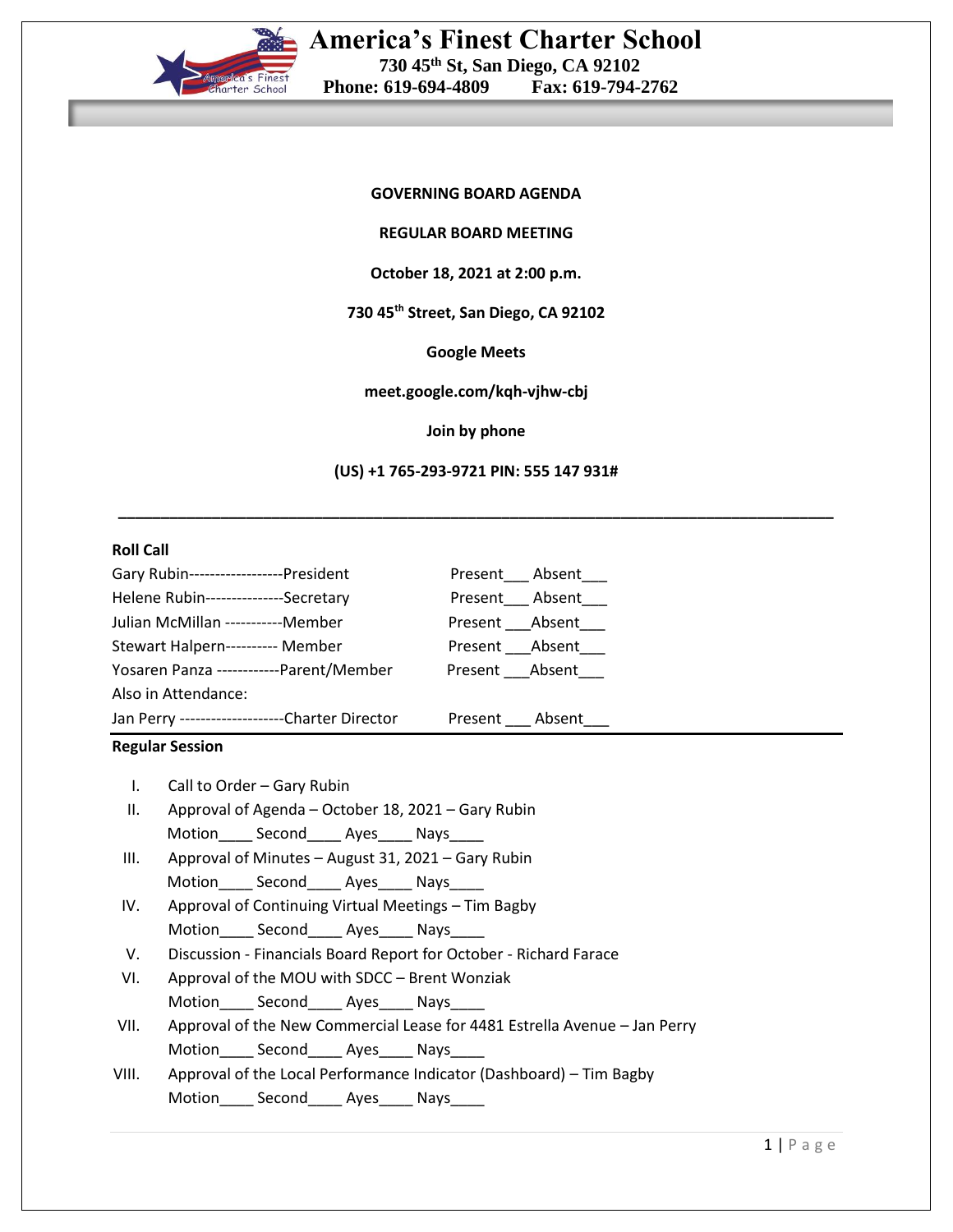# America's Finest Charter School

**730 45th St, San Diego, CA 92102**
**Phone: 619-694-4809 Fax: 619-794-2762**

**GOVERNING BOARD AGENDA**

**REGULAR BOARD MEETING**

**October 18, 2021 at 2:00 p.m.**

**730 45th Street, San Diego, CA 92102**

**Google Meets**

**meet.google.com/kqh-vjhw-cbj**

**Join by phone**

**(US) +1 765-293-9721 PIN: 555 147 931#**

---

**Roll Call**

| | |
|---|---|
| Gary Rubin------------------President | Present___ Absent___ |
| Helene Rubin---------------Secretary | Present___ Absent___ |
| Julian McMillan -----------Member | Present ___Absent___ |
| Stewart Halpern---------- Member | Present ___Absent___ |
| Yosaren Panza ------------Parent/Member | Present ___Absent___ |
| Also in Attendance: | |
| Jan Perry --------------------Charter Director | Present ___ Absent___ |

**Regular Session**

I. Call to Order – Gary Rubin

II. Approval of Agenda – October 18, 2021 – Gary Rubin
Motion____ Second____ Ayes____ Nays____

III. Approval of Minutes – August 31, 2021 – Gary Rubin
Motion____ Second____ Ayes____ Nays____

IV. Approval of Continuing Virtual Meetings – Tim Bagby
Motion____ Second____ Ayes____ Nays____

V. Discussion - Financials Board Report for October - Richard Farace

VI. Approval of the MOU with SDCC – Brent Wonziak
Motion____ Second____ Ayes____ Nays____

VII. Approval of the New Commercial Lease for 4481 Estrella Avenue – Jan Perry
Motion____ Second____ Ayes____ Nays____

VIII. Approval of the Local Performance Indicator (Dashboard) – Tim Bagby
Motion____ Second____ Ayes____ Nays____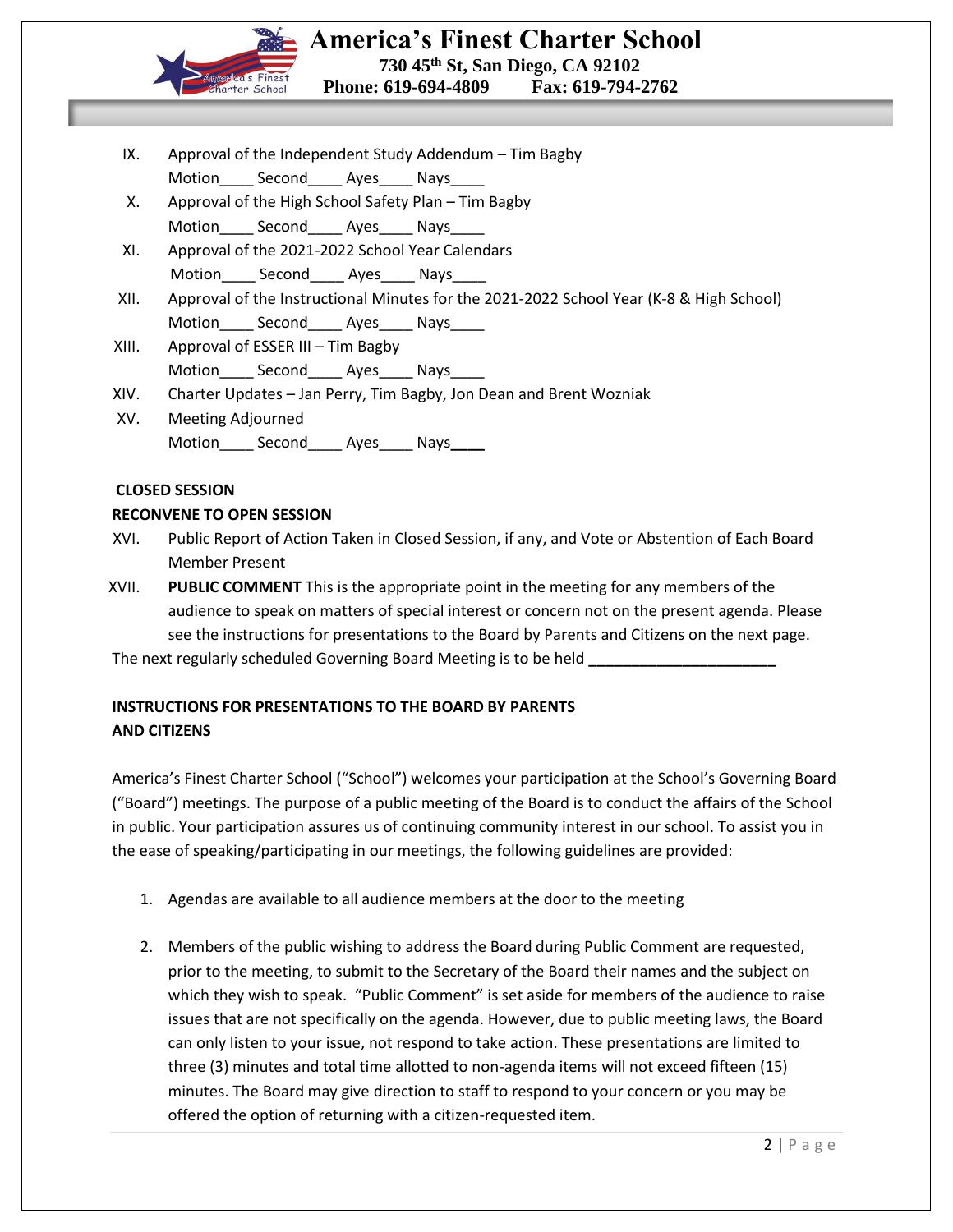IX. Approval of the Independent Study Addendum – Tim Bagby
Motion____ Second____ Ayes____ Nays____

X. Approval of the High School Safety Plan – Tim Bagby
Motion____ Second____ Ayes____ Nays____

XI. Approval of the 2021-2022 School Year Calendars
Motion____ Second____ Ayes____ Nays____

XII. Approval of the Instructional Minutes for the 2021-2022 School Year (K-8 & High School)
Motion____ Second____ Ayes____ Nays____

XIII. Approval of ESSER III – Tim Bagby
Motion____ Second____ Ayes____ Nays____

XIV. Charter Updates – Jan Perry, Tim Bagby, Jon Dean and Brent Wozniak

XV. Meeting Adjourned
Motion____ Second____ Ayes____ Nays____

**CLOSED SESSION**

**RECONVENE TO OPEN SESSION**

XVI. Public Report of Action Taken in Closed Session, if any, and Vote or Abstention of Each Board Member Present

XVII. **PUBLIC COMMENT** This is the appropriate point in the meeting for any members of the audience to speak on matters of special interest or concern not on the present agenda. Please see the instructions for presentations to the Board by Parents and Citizens on the next page.

The next regularly scheduled Governing Board Meeting is to be held ______________________

**INSTRUCTIONS FOR PRESENTATIONS TO THE BOARD BY PARENTS AND CITIZENS**

America's Finest Charter School ("School") welcomes your participation at the School's Governing Board ("Board") meetings. The purpose of a public meeting of the Board is to conduct the affairs of the School in public. Your participation assures us of continuing community interest in our school. To assist you in the ease of speaking/participating in our meetings, the following guidelines are provided:

1. Agendas are available to all audience members at the door to the meeting

2. Members of the public wishing to address the Board during Public Comment are requested, prior to the meeting, to submit to the Secretary of the Board their names and the subject on which they wish to speak. "Public Comment" is set aside for members of the audience to raise issues that are not specifically on the agenda. However, due to public meeting laws, the Board can only listen to your issue, not respond to take action. These presentations are limited to three (3) minutes and total time allotted to non-agenda items will not exceed fifteen (15) minutes. The Board may give direction to staff to respond to your concern or you may be offered the option of returning with a citizen-requested item.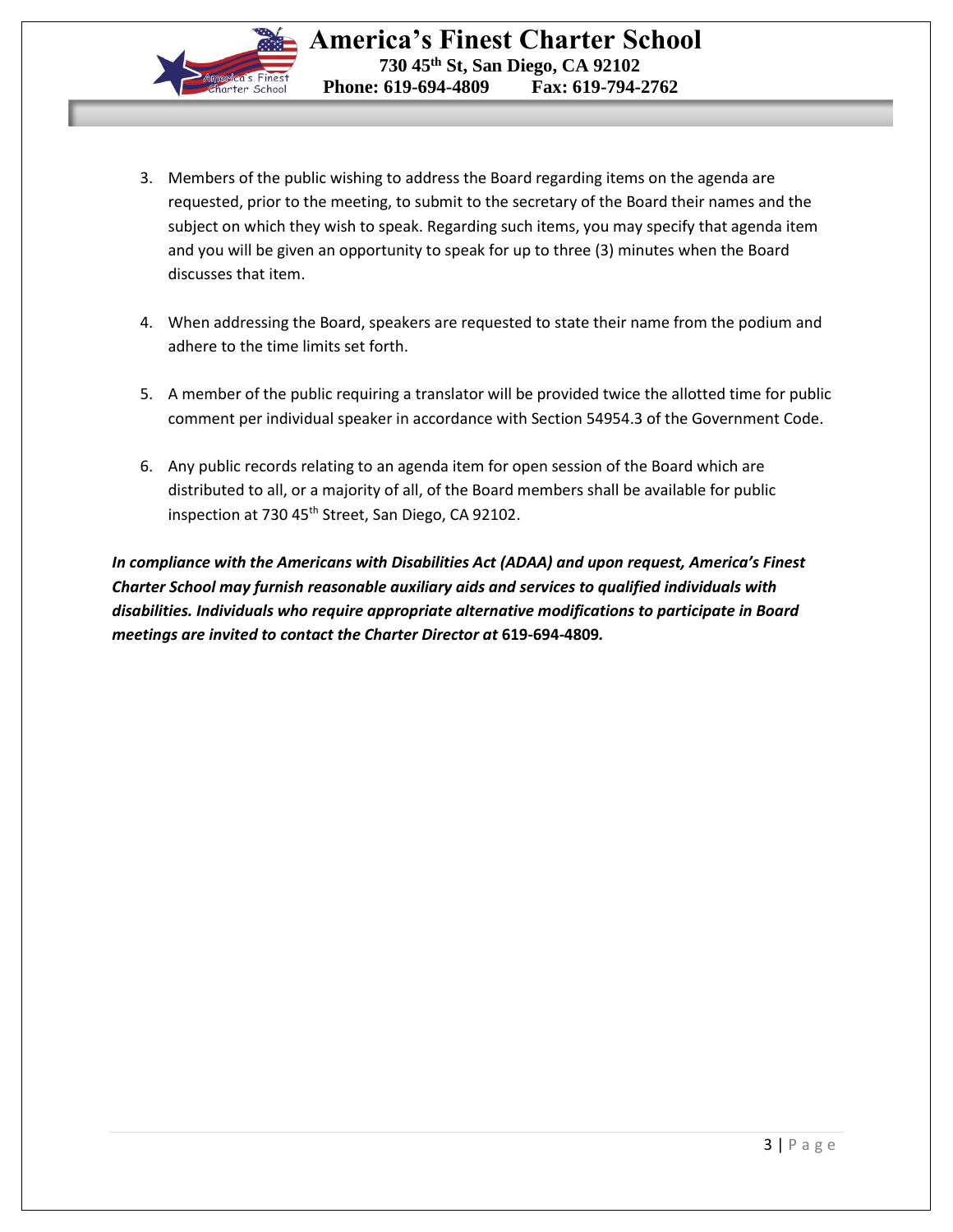3. Members of the public wishing to address the Board regarding items on the agenda are requested, prior to the meeting, to submit to the secretary of the Board their names and the subject on which they wish to speak. Regarding such items, you may specify that agenda item and you will be given an opportunity to speak for up to three (3) minutes when the Board discusses that item.

4. When addressing the Board, speakers are requested to state their name from the podium and adhere to the time limits set forth.

5. A member of the public requiring a translator will be provided twice the allotted time for public comment per individual speaker in accordance with Section 54954.3 of the Government Code.

6. Any public records relating to an agenda item for open session of the Board which are distributed to all, or a majority of all, of the Board members shall be available for public inspection at 730 45th Street, San Diego, CA 92102.

***In compliance with the Americans with Disabilities Act (ADAA) and upon request, America's Finest Charter School may furnish reasonable auxiliary aids and services to qualified individuals with disabilities. Individuals who require appropriate alternative modifications to participate in Board meetings are invited to contact the Charter Director at 619-694-4809.***